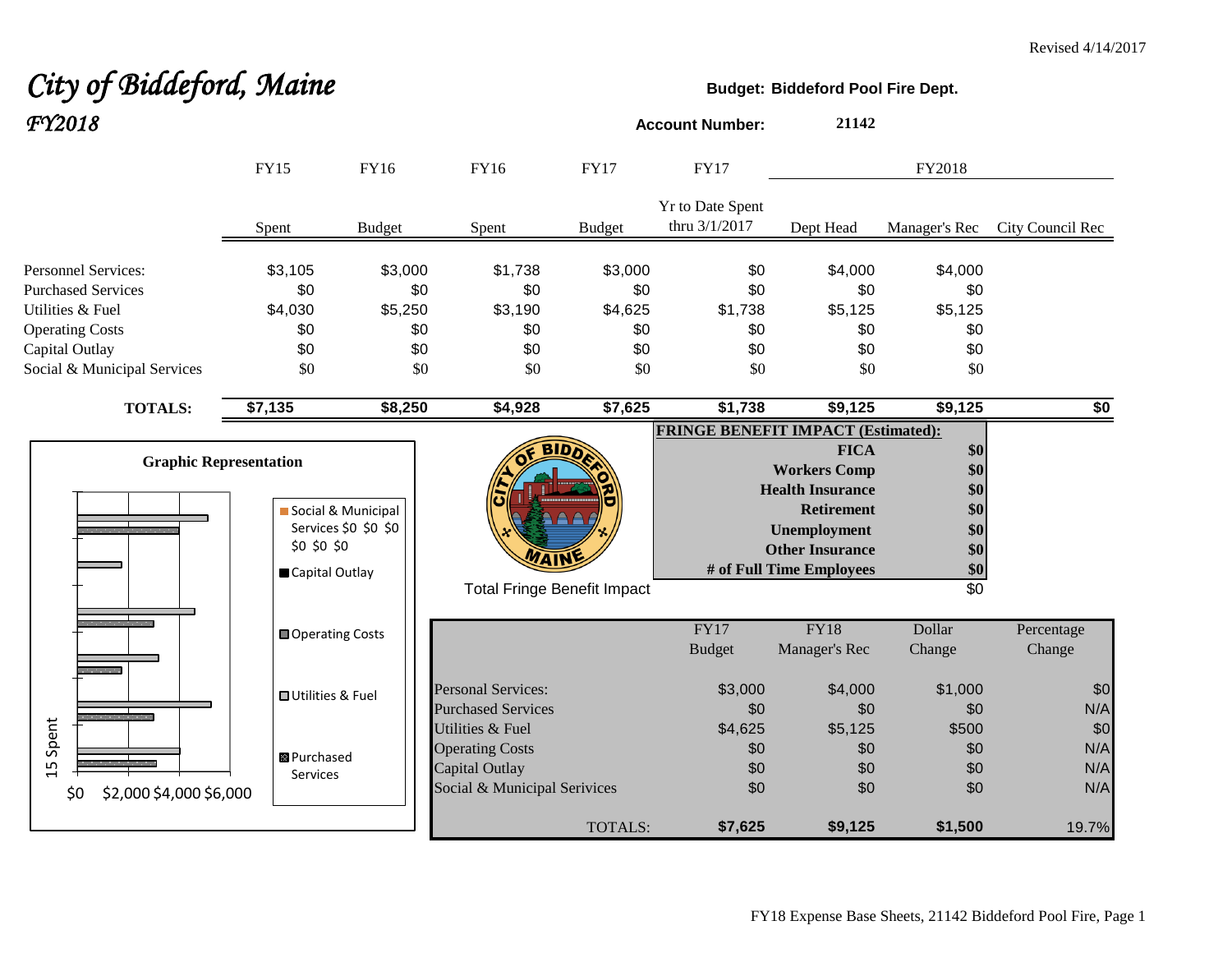Revised 4/14/2017

# City of Biddeford, Maine
## FY2018

**Budget: Biddeford Pool Fire Dept.**

**Account Number:** 21142

| | FY15 | FY16 | FY16 | FY17 | FY17 | FY2018 | | |
|---|---|---|---|---|---|---|---|---|
| | Spent | Budget | Spent | Budget | Yr to Date Spent thru 3/1/2017 | Dept Head | Manager's Rec | City Council Rec |
| Personnel Services: | $3,105 | $3,000 | $1,738 | $3,000 | $0 | $4,000 | $4,000 | |
| Purchased Services | $0 | $0 | $0 | $0 | $0 | $0 | $0 | |
| Utilities & Fuel | $4,030 | $5,250 | $3,190 | $4,625 | $1,738 | $5,125 | $5,125 | |
| Operating Costs | $0 | $0 | $0 | $0 | $0 | $0 | $0 | |
| Capital Outlay | $0 | $0 | $0 | $0 | $0 | $0 | $0 | |
| Social & Municipal Services | $0 | $0 | $0 | $0 | $0 | $0 | $0 | |
| **TOTALS:** | **$7,135** | **$8,250** | **$4,928** | **$7,625** | **$1,738** | **$9,125** | **$9,125** | **$0** |

**Graphic Representation**

Legend: Social & Municipal Services $0 $0 $0 $0 $0 $0; Capital Outlay; Operating Costs; Utilities & Fuel; Purchased Services

15 Spent

$0 $2,000 $4,000 $6,000

**FRINGE BENEFIT IMPACT (Estimated):**

| | |
|---|---|
| **FICA** | **$0** |
| **Workers Comp** | **$0** |
| **Health Insurance** | **$0** |
| **Retirement** | **$0** |
| **Unemployment** | **$0** |
| **Other Insurance** | **$0** |
| **# of Full Time Employees** | **$0** |
| Total Fringe Benefit Impact | $0 |

| | FY17 Budget | FY18 Manager's Rec | Dollar Change | Percentage Change |
|---|---|---|---|---|
| Personal Services: | $3,000 | $4,000 | $1,000 | $0 |
| Purchased Services | $0 | $0 | $0 | N/A |
| Utilities & Fuel | $4,625 | $5,125 | $500 | $0 |
| Operating Costs | $0 | $0 | $0 | N/A |
| Capital Outlay | $0 | $0 | $0 | N/A |
| Social & Municipal Serivices | $0 | $0 | $0 | N/A |
| TOTALS: | **$7,625** | **$9,125** | **$1,500** | 19.7% |

FY18 Expense Base Sheets, 21142 Biddeford Pool Fire, Page 1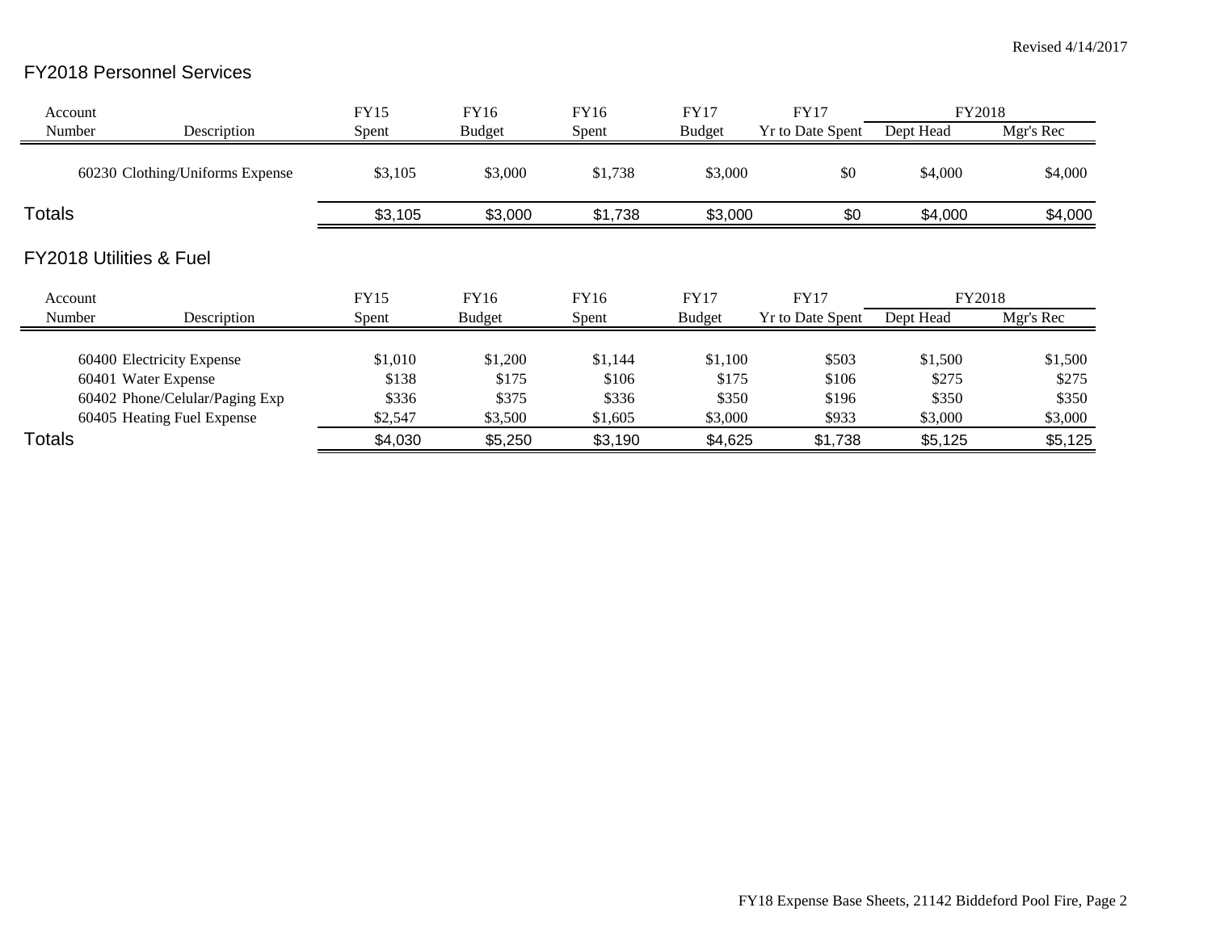Revised 4/14/2017

## FY2018 Personnel Services

| Account Number | Description | FY15 Spent | FY16 Budget | FY16 Spent | FY17 Budget | FY17 Yr to Date Spent | FY2018 Dept Head | FY2018 Mgr's Rec |
|---|---|---|---|---|---|---|---|---|
| 60230 | Clothing/Uniforms Expense | $3,105 | $3,000 | $1,738 | $3,000 | $0 | $4,000 | $4,000 |
| **Totals** | | $3,105 | $3,000 | $1,738 | $3,000 | $0 | $4,000 | $4,000 |

## FY2018 Utilities & Fuel

| Account Number | Description | FY15 Spent | FY16 Budget | FY16 Spent | FY17 Budget | FY17 Yr to Date Spent | FY2018 Dept Head | FY2018 Mgr's Rec |
|---|---|---|---|---|---|---|---|---|
| 60400 | Electricity Expense | $1,010 | $1,200 | $1,144 | $1,100 | $503 | $1,500 | $1,500 |
| 60401 | Water Expense | $138 | $175 | $106 | $175 | $106 | $275 | $275 |
| 60402 | Phone/Celular/Paging Exp | $336 | $375 | $336 | $350 | $196 | $350 | $350 |
| 60405 | Heating Fuel Expense | $2,547 | $3,500 | $1,605 | $3,000 | $933 | $3,000 | $3,000 |
| **Totals** | | $4,030 | $5,250 | $3,190 | $4,625 | $1,738 | $5,125 | $5,125 |

FY18 Expense Base Sheets, 21142 Biddeford Pool Fire, Page 2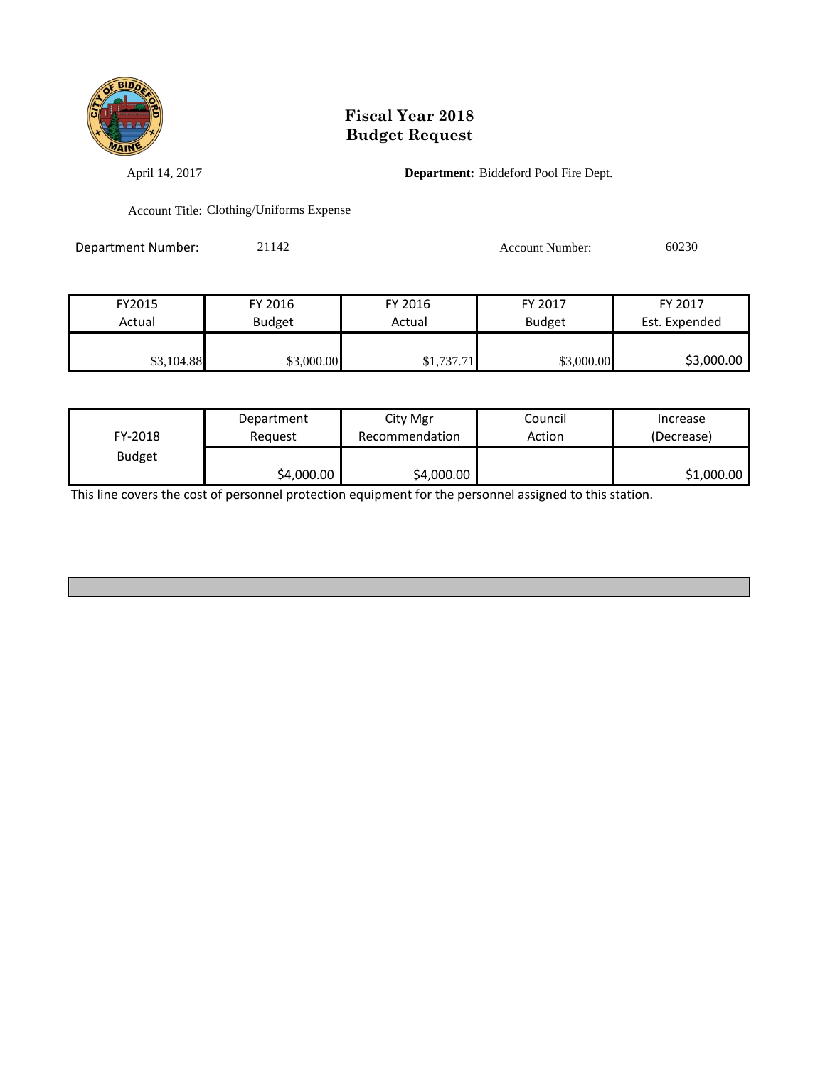# Fiscal Year 2018
# Budget Request

April 14, 2017

**Department:** Biddeford Pool Fire Dept.

Account Title: Clothing/Uniforms Expense

Department Number: 21142

Account Number: 60230

| FY2015 Actual | FY 2016 Budget | FY 2016 Actual | FY 2017 Budget | FY 2017 Est. Expended |
|---|---|---|---|---|
| $3,104.88 | $3,000.00 | $1,737.71 | $3,000.00 | $3,000.00 |

| FY-2018 Budget | Department Request | City Mgr Recommendation | Council Action | Increase (Decrease) |
|---|---|---|---|---|
| | $4,000.00 | $4,000.00 | | $1,000.00 |

This line covers the cost of personnel protection equipment for the personnel assigned to this station.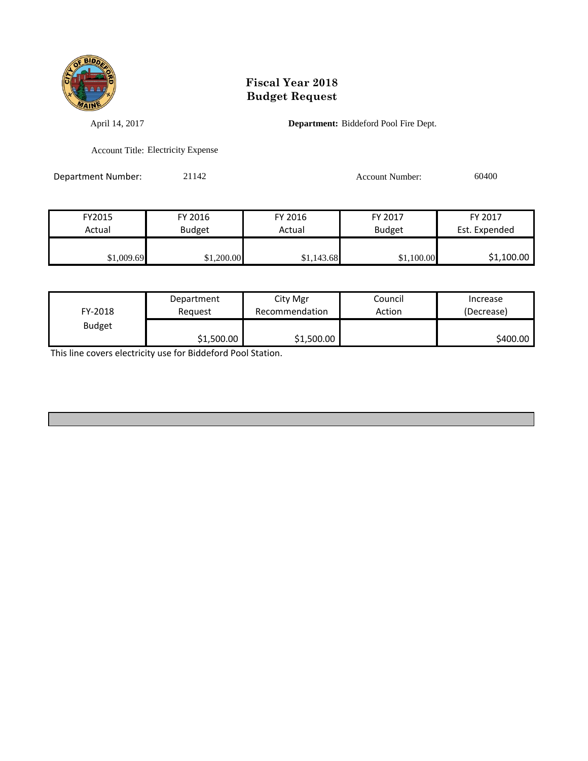# Fiscal Year 2018
# Budget Request

April 14, 2017

**Department:** Biddeford Pool Fire Dept.

Account Title: Electricity Expense

Department Number: 21142

Account Number: 60400

| FY2015 Actual | FY 2016 Budget | FY 2016 Actual | FY 2017 Budget | FY 2017 Est. Expended |
|---|---|---|---|---|
| $1,009.69 | $1,200.00 | $1,143.68 | $1,100.00 | $1,100.00 |

| FY-2018 Budget | Department Request | City Mgr Recommendation | Council Action | Increase (Decrease) |
|---|---|---|---|---|
| | $1,500.00 | $1,500.00 | | $400.00 |

This line covers electricity use for Biddeford Pool Station.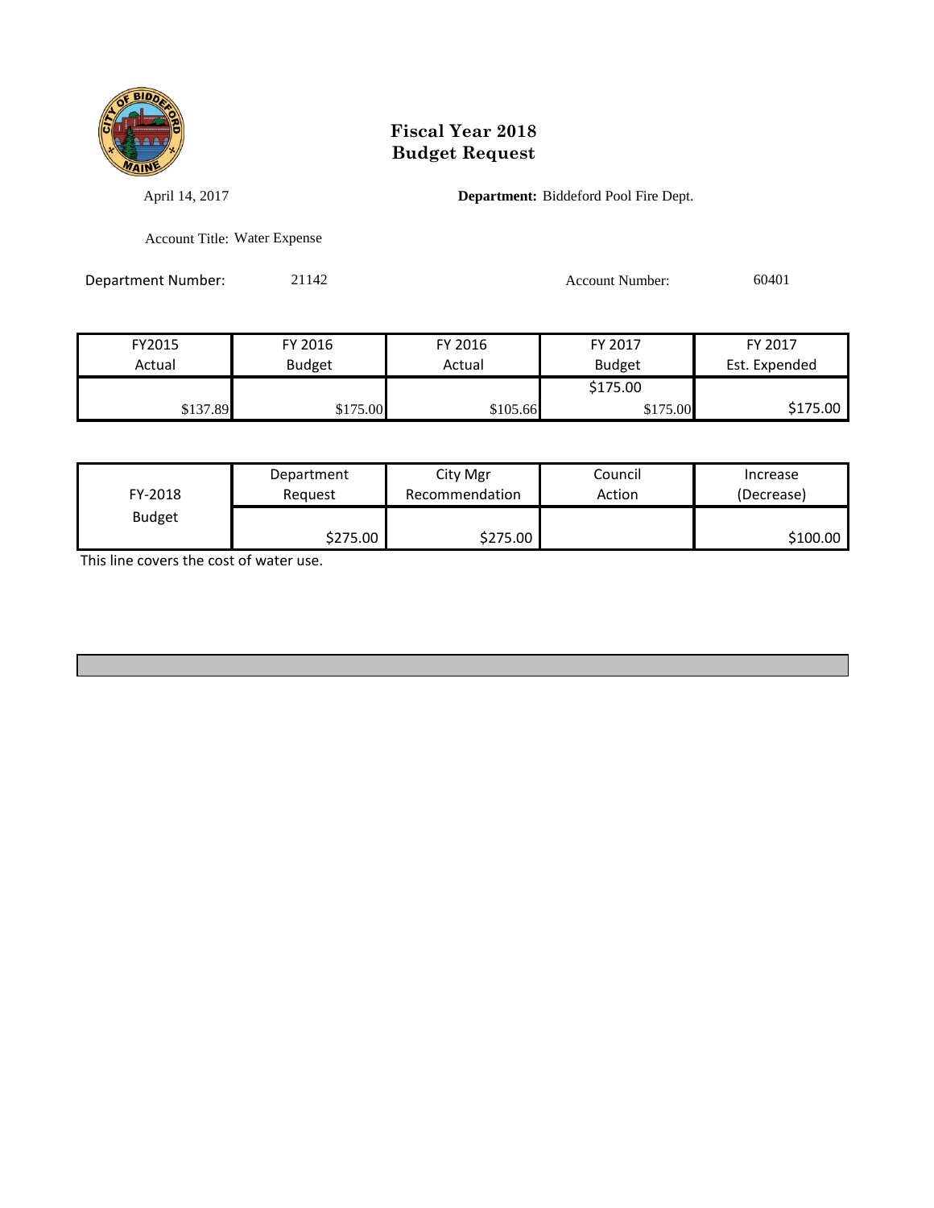# Fiscal Year 2018
# Budget Request

April 14, 2017 **Department:** Biddeford Pool Fire Dept.

Account Title: Water Expense

Department Number: 21142 Account Number: 60401

| FY2015 Actual | FY 2016 Budget | FY 2016 Actual | FY 2017 Budget | FY 2017 Est. Expended |
|---|---|---|---|---|
| $137.89 | $175.00 | $105.66 | $175.00<br>$175.00 | $175.00 |

| FY-2018 Budget | Department Request | City Mgr Recommendation | Council Action | Increase (Decrease) |
|---|---|---|---|---|
| | $275.00 | $275.00 | | $100.00 |

This line covers the cost of water use.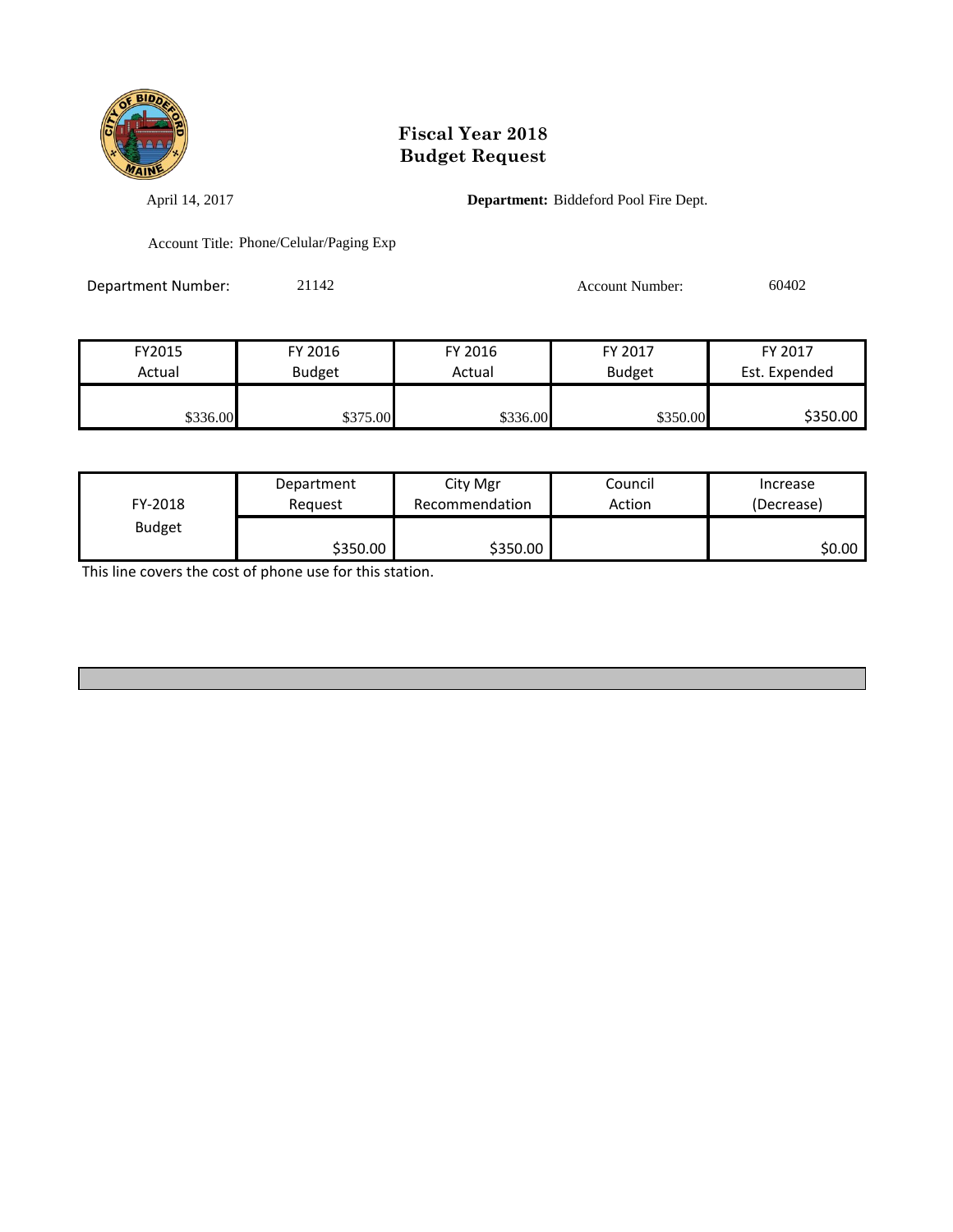# Fiscal Year 2018
# Budget Request

April 14, 2017

**Department:** Biddeford Pool Fire Dept.

Account Title: Phone/Celular/Paging Exp

Department Number: 21142

Account Number: 60402

| FY2015 Actual | FY 2016 Budget | FY 2016 Actual | FY 2017 Budget | FY 2017 Est. Expended |
|---|---|---|---|---|
| $336.00 | $375.00 | $336.00 | $350.00 | $350.00 |

| FY-2018 Budget | Department Request | City Mgr Recommendation | Council Action | Increase (Decrease) |
|---|---|---|---|---|
| | $350.00 | $350.00 | | $0.00 |

This line covers the cost of phone use for this station.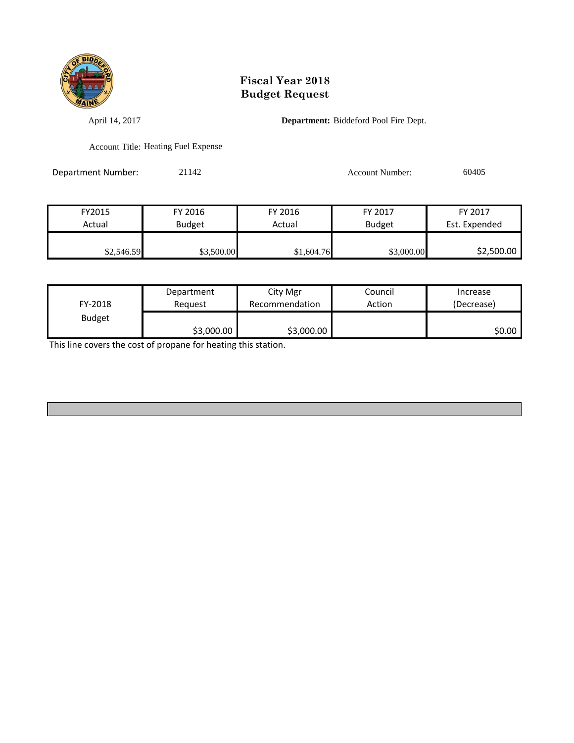# Fiscal Year 2018
# Budget Request

April 14, 2017 **Department:** Biddeford Pool Fire Dept.

Account Title: Heating Fuel Expense

Department Number: 21142 Account Number: 60405

| FY2015 Actual | FY 2016 Budget | FY 2016 Actual | FY 2017 Budget | FY 2017 Est. Expended |
|---|---|---|---|---|
| $2,546.59 | $3,500.00 | $1,604.76 | $3,000.00 | $2,500.00 |

| FY-2018 Budget | Department Request | City Mgr Recommendation | Council Action | Increase (Decrease) |
|---|---|---|---|---|
| | $3,000.00 | $3,000.00 | | $0.00 |

This line covers the cost of propane for heating this station.